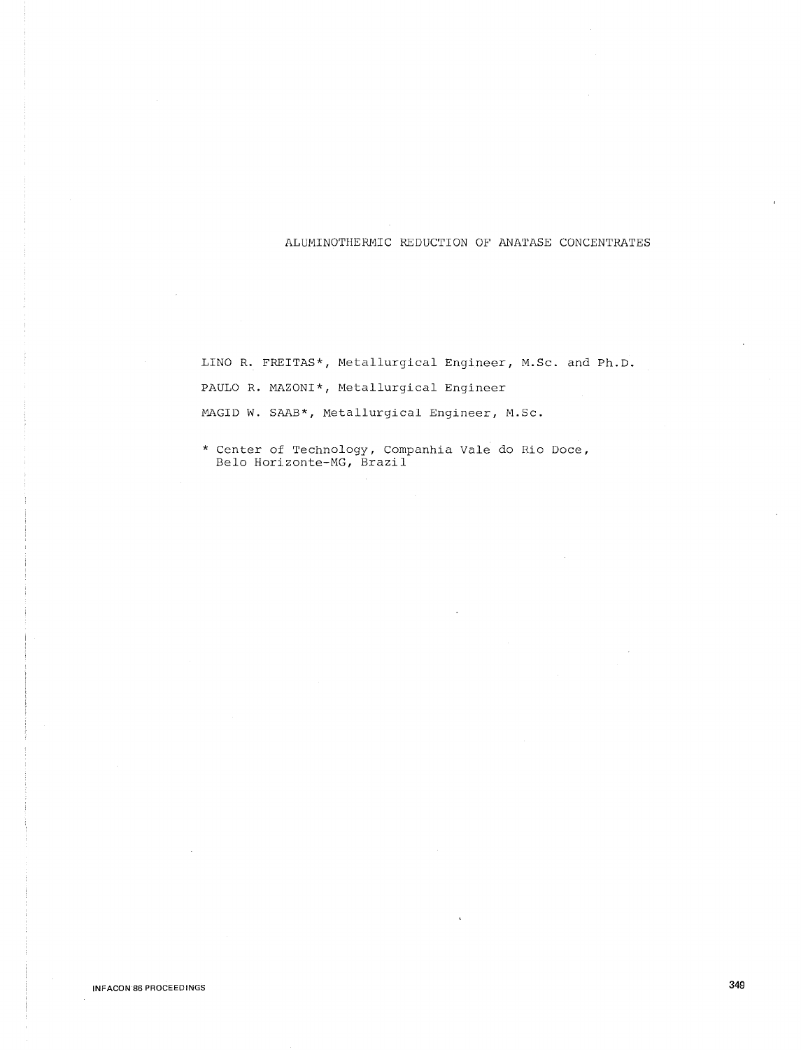# ALUMINOTHERMIC REDUCTION OF ANATASE CONCENTRATES

LINO R. FREITAS*, Metallurgical Engineer, M.Sc. and Ph.D.

PAULO R. MAZONI*, Metallurgical Engineer

MAGID W. SAAB*, Metallurgical Engineer, M.Sc.

\* Center of Technology, Companhia Vale do Rio Doce, Belo Horizonte-MG, Brazil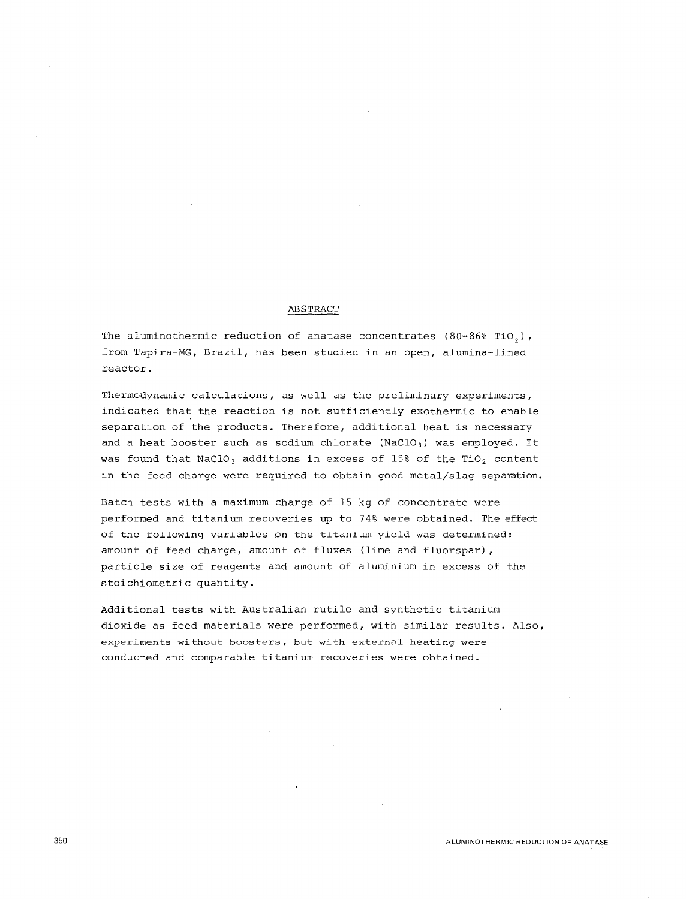## ABSTRACT

The aluminothermic reduction of anatase concentrates (80-86% $TiO_2$), from Tapira-MG, Brazil, has been studied in an open, alumina-lined reactor.

Thermodynamic calculations, as well as the preliminary experiments, indicated that the reaction is not sufficiently exothermic to enable separation of the products. Therefore, additional heat is necessary and a heat booster such as sodium chlorate ($NaClO_3$) was employed. It was found that $NaClO_3$ additions in excess of 15% of the $TiO_2$ content in the feed charge were required to obtain good metal/slag separation.

Batch tests with a maximum charge of 15 kg of concentrate were performed and titanium recoveries up to 74% were obtained. The effect of the following variables on the titanium yield was determined: amount of feed charge, amount of fluxes (lime and fluorspar), particle size of reagents and amount of aluminium in excess of the stoichiometric quantity.

Additional tests with Australian rutile and synthetic titanium dioxide as feed materials were performed, with similar results. Also, experiments without boosters, but with external heating were conducted and comparable titanium recoveries were obtained.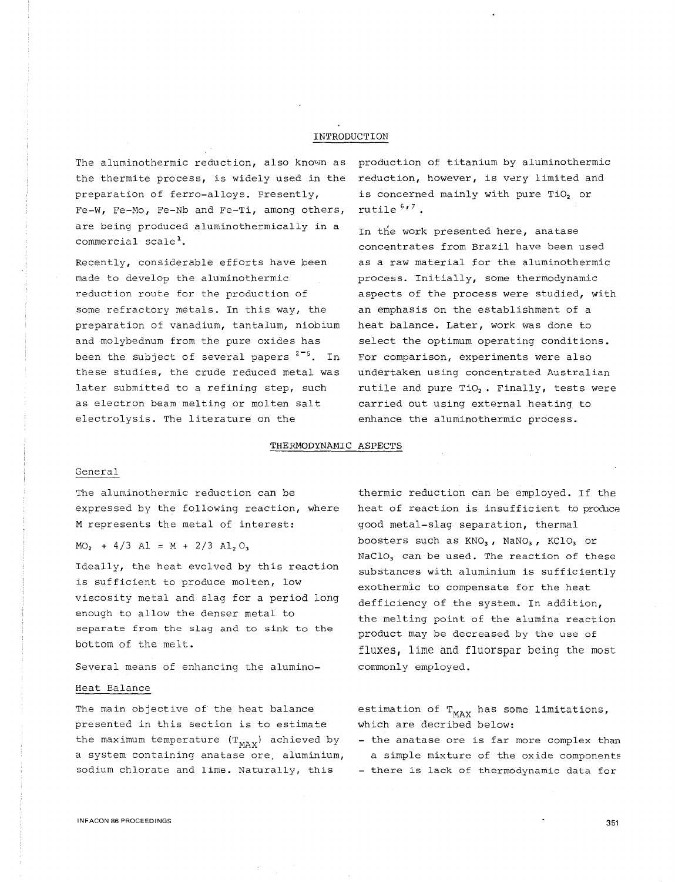## INTRODUCTION

The aluminothermic reduction, also known as the thermite process, is widely used in the preparation of ferro-alloys. Presently, Fe-W, Fe-Mo, Fe-Nb and Fe-Ti, among others, are being produced aluminothermically in a commercial scale[1].

Recently, considerable efforts have been made to develop the aluminothermic reduction route for the production of some refractory metals. In this way, the preparation of vanadium, tantalum, niobium and molybednum from the pure oxides has been the subject of several papers [2-5]. In these studies, the crude reduced metal was later submitted to a refining step, such as electron beam melting or molten salt electrolysis. The literature on the production of titanium by aluminothermic reduction, however, is very limited and is concerned mainly with pure $TiO_2$ or rutile [6,7].

In the work presented here, anatase concentrates from Brazil have been used as a raw material for the aluminothermic process. Initially, some thermodynamic aspects of the process were studied, with an emphasis on the establishment of a heat balance. Later, work was done to select the optimum operating conditions. For comparison, experiments were also undertaken using concentrated Australian rutile and pure $TiO_2$. Finally, tests were carried out using external heating to enhance the aluminothermic process.

## THERMODYNAMIC ASPECTS

### General

The aluminothermic reduction can be expressed by the following reaction, where M represents the metal of interest:

$$MO_2 + 4/3\ Al = M + 2/3\ Al_2O_3$$

Ideally, the heat evolved by this reaction is sufficient to produce molten, low viscosity metal and slag for a period long enough to allow the denser metal to separate from the slag and to sink to the bottom of the melt.

Several means of enhancing the aluminothermic reduction can be employed. If the heat of reaction is insufficient to produce good metal-slag separation, thermal boosters such as $KNO_3$, $NaNO_3$, $KClO_3$ or $NaClO_3$ can be used. The reaction of these substances with aluminium is sufficiently exothermic to compensate for the heat defficiency of the system. In addition, the melting point of the alumina reaction product may be decreased by the use of fluxes, lime and fluorspar being the most commonly employed.

### Heat Balance

The main objective of the heat balance presented in this section is to estimate the maximum temperature ($T_{MAX}$) achieved by a system containing anatase ore, aluminium, sodium chlorate and lime. Naturally, this estimation of $T_{MAX}$ has some limitations, which are decribed below:

- the anatase ore is far more complex than a simple mixture of the oxide components
- there is lack of thermodynamic data for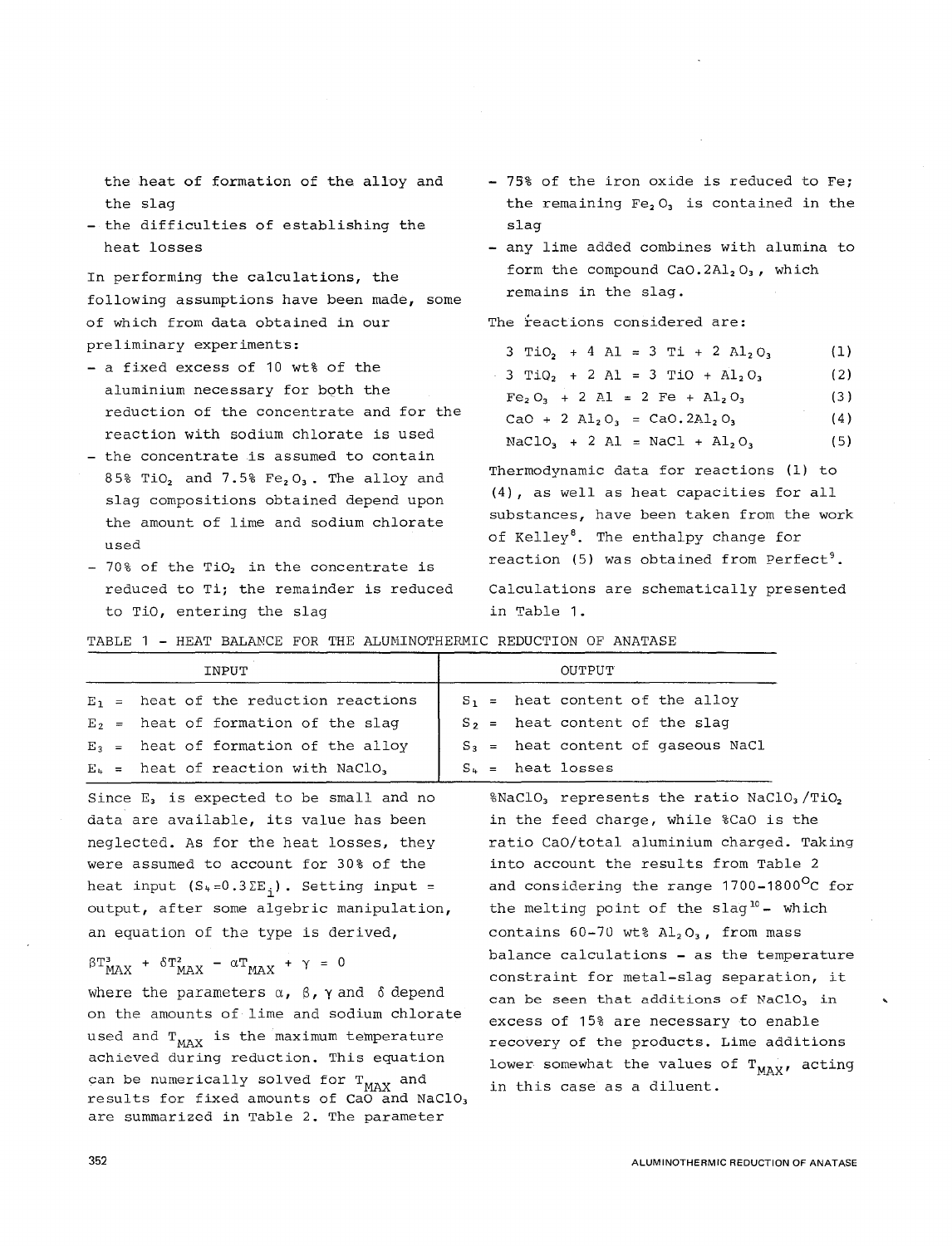the heat of formation of the alloy and the slag

- the difficulties of establishing the heat losses

In performing the calculations, the following assumptions have been made, some of which from data obtained in our preliminary experiments:

- a fixed excess of 10 wt% of the aluminium necessary for both the reduction of the concentrate and for the reaction with sodium chlorate is used
- the concentrate is assumed to contain 85% $TiO_2$ and 7.5% $Fe_2O_3$. The alloy and slag compositions obtained depend upon the amount of lime and sodium chlorate used
- 70% of the $TiO_2$ in the concentrate is reduced to Ti; the remainder is reduced to TiO, entering the slag
- 75% of the iron oxide is reduced to Fe; the remaining $Fe_2O_3$ is contained in the slag
- any lime added combines with alumina to form the compound $CaO.2Al_2O_3$, which remains in the slag.

The reactions considered are:

$$3\ TiO_2 + 4\ Al = 3\ Ti + 2\ Al_2O_3 \quad (1)$$

$$3\ TiO_2 + 2\ Al = 3\ TiO + Al_2O_3 \quad (2)$$

$$Fe_2O_3 + 2\ Al = 2\ Fe + Al_2O_3 \quad (3)$$

$$CaO + 2\ Al_2O_3 = CaO.2Al_2O_3 \quad (4)$$

$$NaClO_3 + 2\ Al = NaCl + Al_2O_3 \quad (5)$$

Thermodynamic data for reactions (1) to (4), as well as heat capacities for all substances, have been taken from the work of Kelley[8]. The enthalpy change for reaction (5) was obtained from Perfect[9].

Calculations are schematically presented in Table 1.

TABLE 1 - HEAT BALANCE FOR THE ALUMINOTHERMIC REDUCTION OF ANATASE

| INPUT | OUTPUT |
|---|---|
| $E_1$ = heat of the reduction reactions | $S_1$ = heat content of the alloy |
| $E_2$ = heat of formation of the slag | $S_2$ = heat content of the slag |
| $E_3$ = heat of formation of the alloy | $S_3$ = heat content of gaseous NaCl |
| $E_4$ = heat of reaction with $NaClO_3$ | $S_4$ = heat losses |

Since $E_3$ is expected to be small and no data are available, its value has been neglected. As for the heat losses, they were assumed to account for 30% of the heat input ($S_4 = 0.3\Sigma E_i$). Setting input = output, after some algebric manipulation, an equation of the type is derived,

$$\beta T^3_{MAX} + \delta T^2_{MAX} - \alpha T_{MAX} + \gamma = 0$$

where the parameters $\alpha$, $\beta$, $\gamma$ and $\delta$ depend on the amounts of lime and sodium chlorate used and $T_{MAX}$ is the maximum temperature achieved during reduction. This equation can be numerically solved for $T_{MAX}$ and results for fixed amounts of CaO and $NaClO_3$ are summarized in Table 2. The parameter %$NaClO_3$ represents the ratio $NaClO_3/TiO_2$ in the feed charge, while %CaO is the ratio CaO/total aluminium charged. Taking into account the results from Table 2 and considering the range 1700-1800°C for the melting point of the slag[10] - which contains 60-70 wt% $Al_2O_3$, from mass balance calculations - as the temperature constraint for metal-slag separation, it can be seen that additions of $NaClO_3$ in excess of 15% are necessary to enable recovery of the products. Lime additions lower somewhat the values of $T_{MAX}$, acting in this case as a diluent.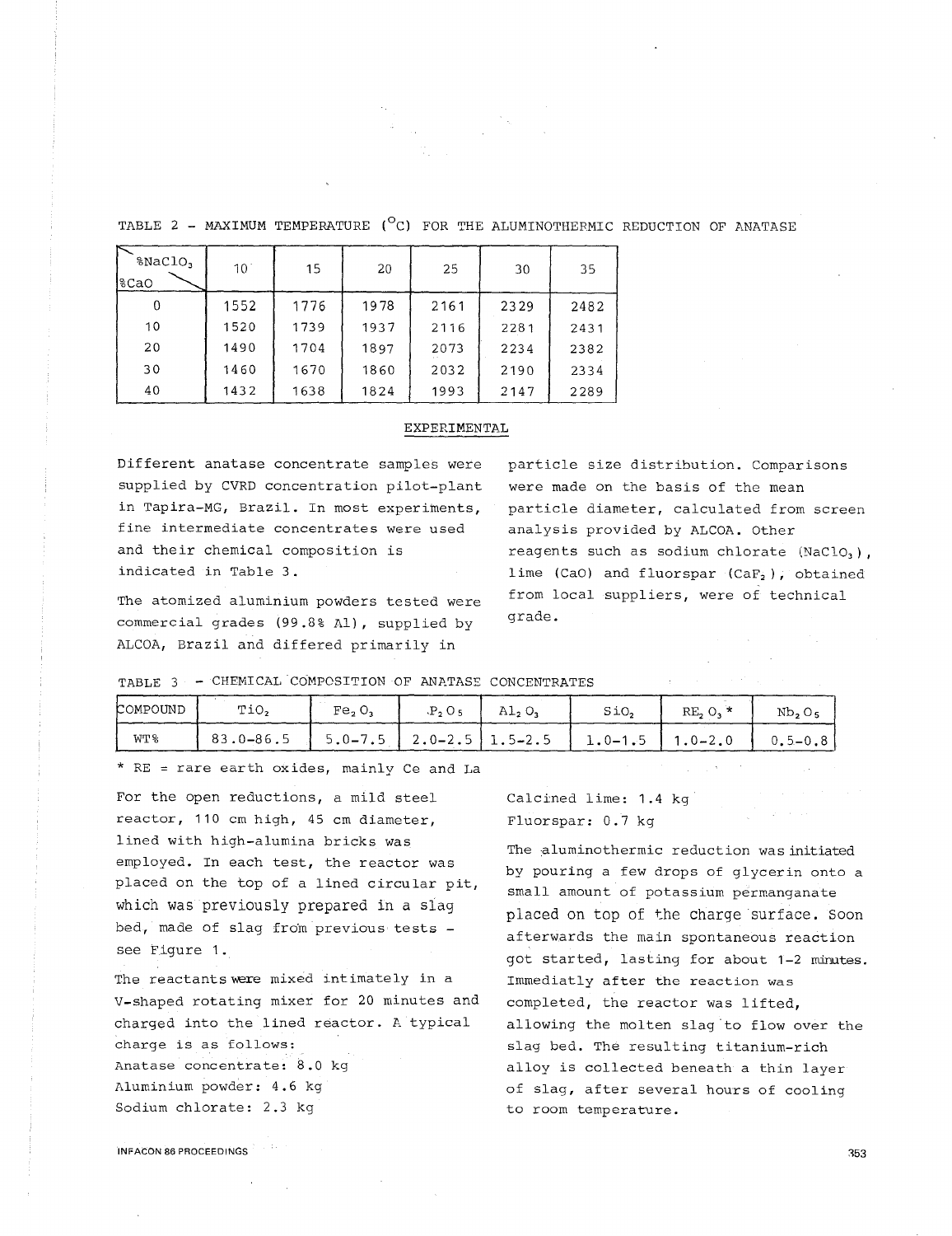TABLE 2 - MAXIMUM TEMPERATURE ($^{o}$C) FOR THE ALUMINOTHERMIC REDUCTION OF ANATASE

| %$NaClO_3$ / %CaO | 10 | 15 | 20 | 25 | 30 | 35 |
|---|---|---|---|---|---|---|
| 0 | 1552 | 1776 | 1978 | 2161 | 2329 | 2482 |
| 10 | 1520 | 1739 | 1937 | 2116 | 2281 | 2431 |
| 20 | 1490 | 1704 | 1897 | 2073 | 2234 | 2382 |
| 30 | 1460 | 1670 | 1860 | 2032 | 2190 | 2334 |
| 40 | 1432 | 1638 | 1824 | 1993 | 2147 | 2289 |

## EXPERIMENTAL

Different anatase concentrate samples were supplied by CVRD concentration pilot-plant in Tapira-MG, Brazil. In most experiments, fine intermediate concentrates were used and their chemical composition is indicated in Table 3.

The atomized aluminium powders tested were commercial grades (99.8% Al), supplied by ALCOA, Brazil and differed primarily in particle size distribution. Comparisons were made on the basis of the mean particle diameter, calculated from screen analysis provided by ALCOA. Other reagents such as sodium chlorate ($NaClO_3$), lime (CaO) and fluorspar ($CaF_2$), obtained from local suppliers, were of technical grade.

TABLE 3 - CHEMICAL COMPOSITION OF ANATASE CONCENTRATES

| COMPOUND | $TiO_2$ | $Fe_2O_3$ | $P_2O_5$ | $Al_2O_3$ | $SiO_2$ | $RE_2O_3$* | $Nb_2O_5$ |
|---|---|---|---|---|---|---|---|
| WT% | 83.0-86.5 | 5.0-7.5 | 2.0-2.5 | 1.5-2.5 | 1.0-1.5 | 1.0-2.0 | 0.5-0.8 |

* RE = rare earth oxides, mainly Ce and La

For the open reductions, a mild steel reactor, 110 cm high, 45 cm diameter, lined with high-alumina bricks was employed. In each test, the reactor was placed on the top of a lined circular pit, which was previously prepared in a slag bed, made of slag from previous tests - see Figure 1.

The reactants were mixed intimately in a V-shaped rotating mixer for 20 minutes and charged into the lined reactor. A typical charge is as follows:

Anatase concentrate: 8.0 kg
Aluminium powder: 4.6 kg
Sodium chlorate: 2.3 kg
Calcined lime: 1.4 kg
Fluorspar: 0.7 kg

The aluminothermic reduction was initiated by pouring a few drops of glycerin onto a small amount of potassium permanganate placed on top of the charge surface. Soon afterwards the main spontaneous reaction got started, lasting for about 1-2 minutes. Immediatly after the reaction was completed, the reactor was lifted, allowing the molten slag to flow over the slag bed. The resulting titanium-rich alloy is collected beneath a thin layer of slag, after several hours of cooling to room temperature.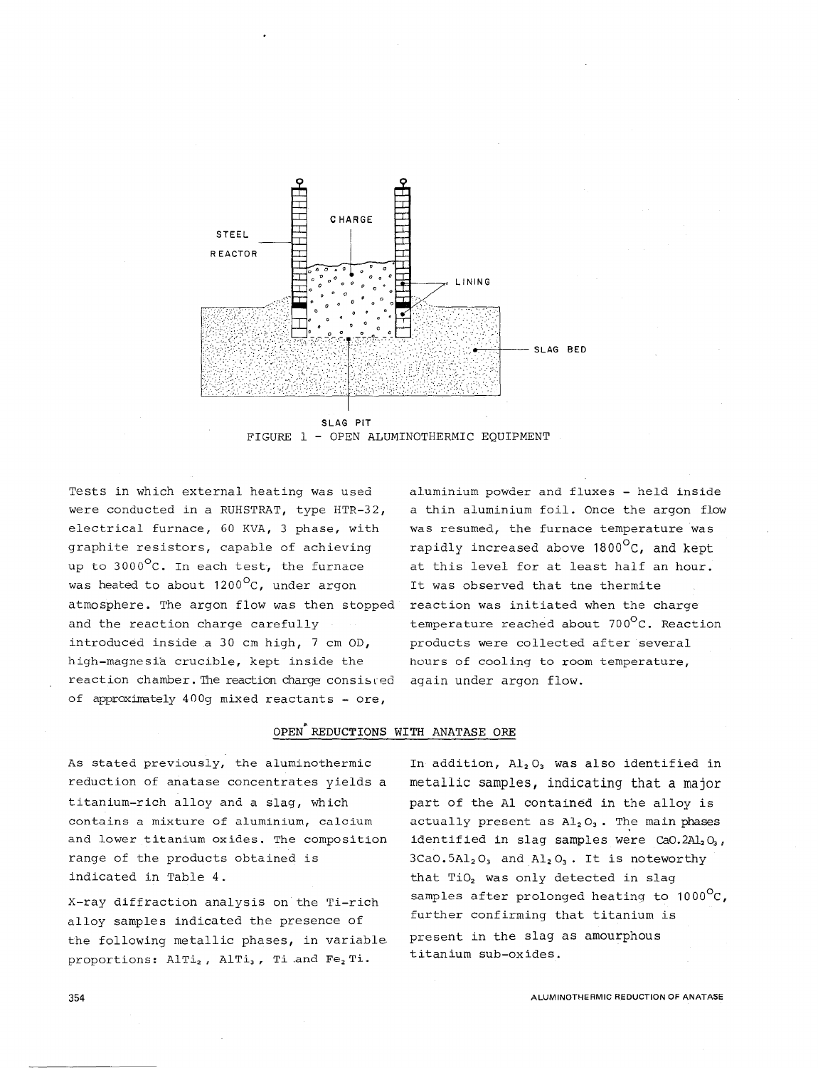STEEL REACTOR

CHARGE

LINING

SLAG BED

SLAG PIT

FIGURE 1 - OPEN ALUMINOTHERMIC EQUIPMENT

Tests in which external heating was used were conducted in a RUHSTRAT, type HTR-32, electrical furnace, 60 KVA, 3 phase, with graphite resistors, capable of achieving up to 3000°C. In each test, the furnace was heated to about 1200°C, under argon atmosphere. The argon flow was then stopped and the reaction charge carefully introduced inside a 30 cm high, 7 cm OD, high-magnesia crucible, kept inside the reaction chamber. The reaction charge consisted of approximately 400g mixed reactants - ore, aluminium powder and fluxes - held inside a thin aluminium foil. Once the argon flow was resumed, the furnace temperature was rapidly increased above 1800°C, and kept at this level for at least half an hour. It was observed that tne thermite reaction was initiated when the charge temperature reached about 700°C. Reaction products were collected after several hours of cooling to room temperature, again under argon flow.

## OPEN REDUCTIONS WITH ANATASE ORE

As stated previously, the aluminothermic reduction of anatase concentrates yields a titanium-rich alloy and a slag, which contains a mixture of aluminium, calcium and lower titanium oxides. The composition range of the products obtained is indicated in Table 4.

X-ray diffraction analysis on the Ti-rich alloy samples indicated the presence of the following metallic phases, in variable proportions: $AlTi_2$, $AlTi_3$, Ti and $Fe_2Ti$.

In addition, $Al_2O_3$ was also identified in metallic samples, indicating that a major part of the Al contained in the alloy is actually present as $Al_2O_3$. The main phases identified in slag samples were $CaO.2Al_2O_3$, $3CaO.5Al_2O_3$ and $Al_2O_3$. It is noteworthy that $TiO_2$ was only detected in slag samples after prolonged heating to 1000°C, further confirming that titanium is present in the slag as amourphous titanium sub-oxides.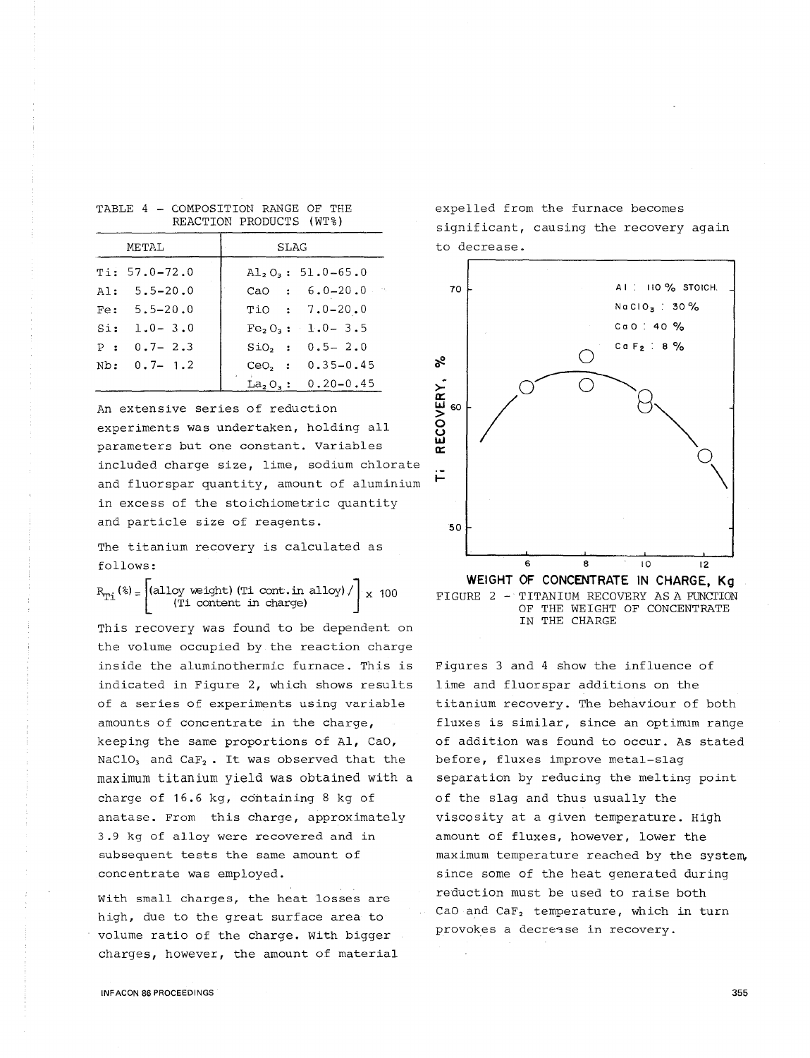TABLE 4 - COMPOSITION RANGE OF THE REACTION PRODUCTS (WT%)

| METAL | SLAG |
|---|---|
| Ti: 57.0-72.0 | $Al_2O_3$: 51.0-65.0 |
| Al: 5.5-20.0 | CaO : 6.0-20.0 |
| Fe: 5.5-20.0 | TiO : 7.0-20.0 |
| Si: 1.0- 3.0 | $Fe_2O_3$: 1.0- 3.5 |
| P : 0.7- 2.3 | $SiO_2$ : 0.5- 2.0 |
| Nb: 0.7- 1.2 | $CeO_2$ : 0.35-0.45 |
| | $La_2O_3$: 0.20-0.45 |

An extensive series of reduction experiments was undertaken, holding all parameters but one constant. Variables included charge size, lime, sodium chlorate and fluorspar quantity, amount of aluminium in excess of the stoichiometric quantity and particle size of reagents.

The titanium recovery is calculated as follows:

$$R_{Ti}(\%) = \left[\frac{(\text{alloy weight})(\text{Ti cont. in alloy})}{(\text{Ti content in charge})}\right] \times 100$$

This recovery was found to be dependent on the volume occupied by the reaction charge inside the aluminothermic furnace. This is indicated in Figure 2, which shows results of a series of experiments using variable amounts of concentrate in the charge, keeping the same proportions of Al, CaO, $NaClO_3$ and $CaF_2$. It was observed that the maximum titanium yield was obtained with a charge of 16.6 kg, containing 8 kg of anatase. From this charge, approximately 3.9 kg of alloy were recovered and in subsequent tests the same amount of concentrate was employed.

With small charges, the heat losses are high, due to the great surface area to volume ratio of the charge. With bigger charges, however, the amount of material expelled from the furnace becomes significant, causing the recovery again to decrease.

FIGURE 2 - TITANIUM RECOVERY AS A FUNCTION OF THE WEIGHT OF CONCENTRATE IN THE CHARGE

Figures 3 and 4 show the influence of lime and fluorspar additions on the titanium recovery. The behaviour of both fluxes is similar, since an optimum range of addition was found to occur. As stated before, fluxes improve metal-slag separation by reducing the melting point of the slag and thus usually the viscosity at a given temperature. High amount of fluxes, however, lower the maximum temperature reached by the system, since some of the heat generated during reduction must be used to raise both CaO and $CaF_2$ temperature, which in turn provokes a decrease in recovery.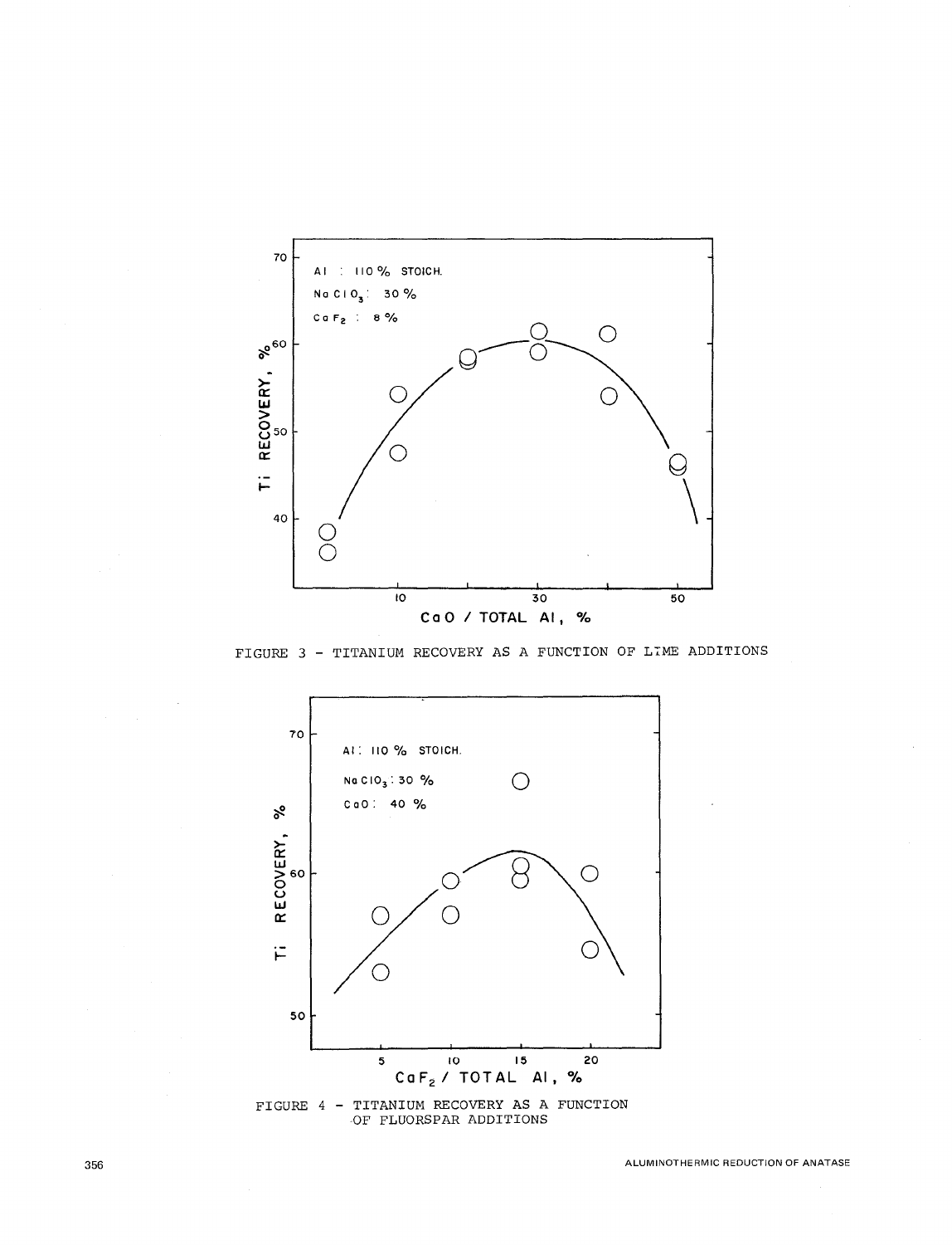FIGURE 3 - TITANIUM RECOVERY AS A FUNCTION OF LIME ADDITIONS

FIGURE 4 - TITANIUM RECOVERY AS A FUNCTION OF FLUORSPAR ADDITIONS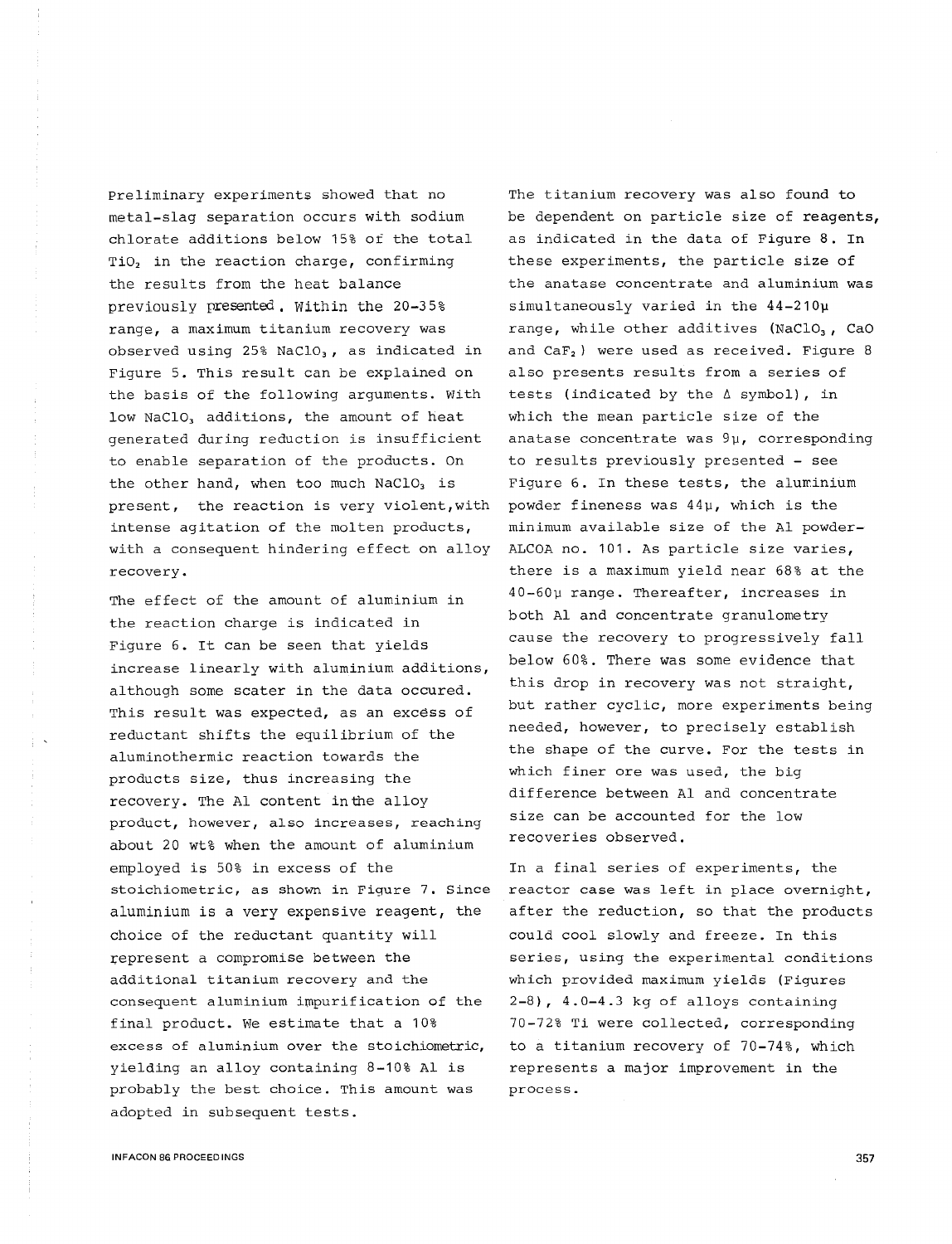Preliminary experiments showed that no metal-slag separation occurs with sodium chlorate additions below 15% of the total $TiO_2$ in the reaction charge, confirming the results from the heat balance previously presented. Within the 20-35% range, a maximum titanium recovery was observed using 25% $NaClO_3$, as indicated in Figure 5. This result can be explained on the basis of the following arguments. With low $NaClO_3$ additions, the amount of heat generated during reduction is insufficient to enable separation of the products. On the other hand, when too much $NaClO_3$ is present, the reaction is very violent,with intense agitation of the molten products, with a consequent hindering effect on alloy recovery.

The effect of the amount of aluminium in the reaction charge is indicated in Figure 6. It can be seen that yields increase linearly with aluminium additions, although some scater in the data occured. This result was expected, as an excess of reductant shifts the equilibrium of the aluminothermic reaction towards the products size, thus increasing the recovery. The Al content inthe alloy product, however, also increases, reaching about 20 wt% when the amount of aluminium employed is 50% in excess of the stoichiometric, as shown in Figure 7. Since aluminium is a very expensive reagent, the choice of the reductant quantity will represent a compromise between the additional titanium recovery and the consequent aluminium impurification of the final product. We estimate that a 10% excess of aluminium over the stoichiometric, yielding an alloy containing 8-10% Al is probably the best choice. This amount was adopted in subsequent tests.

The titanium recovery was also found to be dependent on particle size of reagents, as indicated in the data of Figure 8. In these experiments, the particle size of the anatase concentrate and aluminium was simultaneously varied in the 44-210μ range, while other additives ($NaClO_3$, CaO and $CaF_2$) were used as received. Figure 8 also presents results from a series of tests (indicated by the Δ symbol), in which the mean particle size of the anatase concentrate was 9μ, corresponding to results previously presented - see Figure 6. In these tests, the aluminium powder fineness was 44μ, which is the minimum available size of the Al powder-ALCOA no. 101. As particle size varies, there is a maximum yield near 68% at the 40-60μ range. Thereafter, increases in both Al and concentrate granulometry cause the recovery to progressively fall below 60%. There was some evidence that this drop in recovery was not straight, but rather cyclic, more experiments being needed, however, to precisely establish the shape of the curve. For the tests in which finer ore was used, the big difference between Al and concentrate size can be accounted for the low recoveries observed.

In a final series of experiments, the reactor case was left in place overnight, after the reduction, so that the products could cool slowly and freeze. In this series, using the experimental conditions which provided maximum yields (Figures 2-8), 4.0-4.3 kg of alloys containing 70-72% Ti were collected, corresponding to a titanium recovery of 70-74%, which represents a major improvement in the process.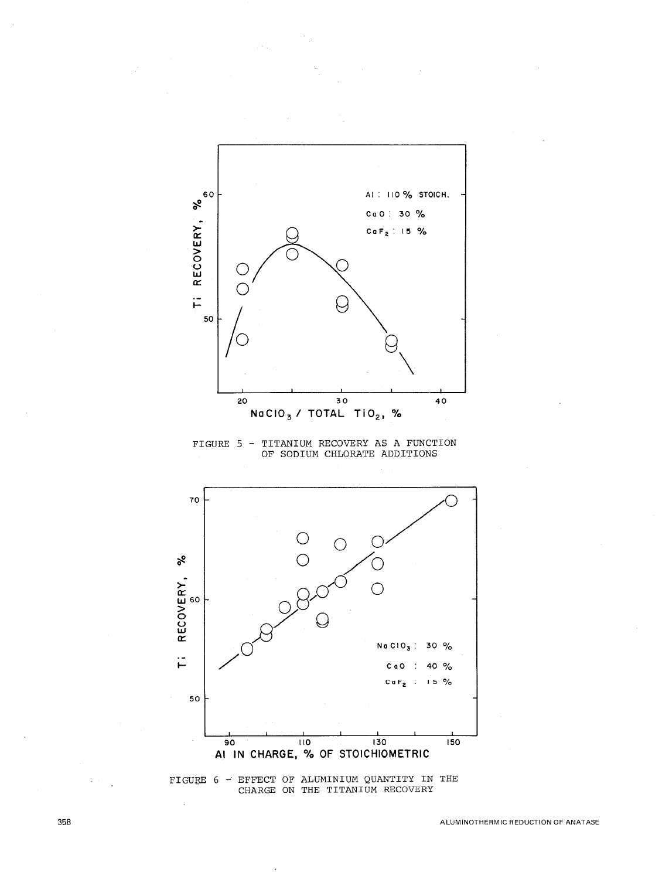FIGURE 5 - TITANIUM RECOVERY AS A FUNCTION OF SODIUM CHLORATE ADDITIONS

FIGURE 6 - EFFECT OF ALUMINIUM QUANTITY IN THE CHARGE ON THE TITANIUM RECOVERY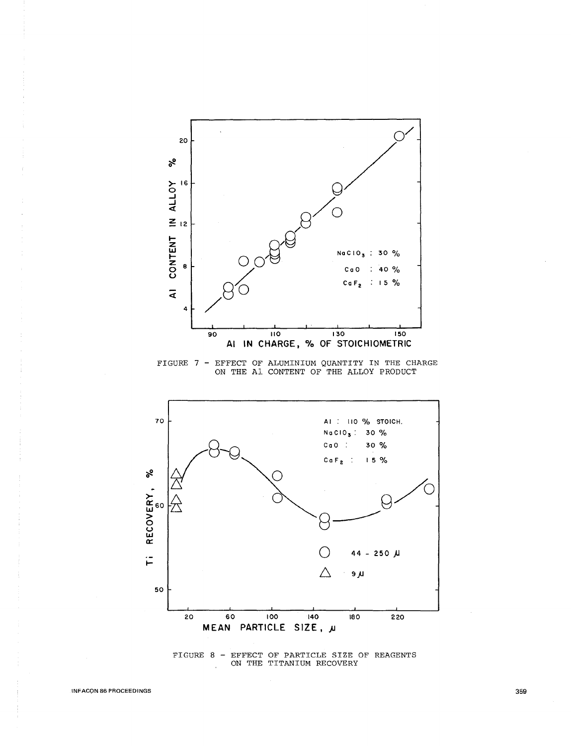FIGURE 7 - EFFECT OF ALUMINIUM QUANTITY IN THE CHARGE ON THE Al CONTENT OF THE ALLOY PRODUCT

FIGURE 8 - EFFECT OF PARTICLE SIZE OF REAGENTS ON THE TITANIUM RECOVERY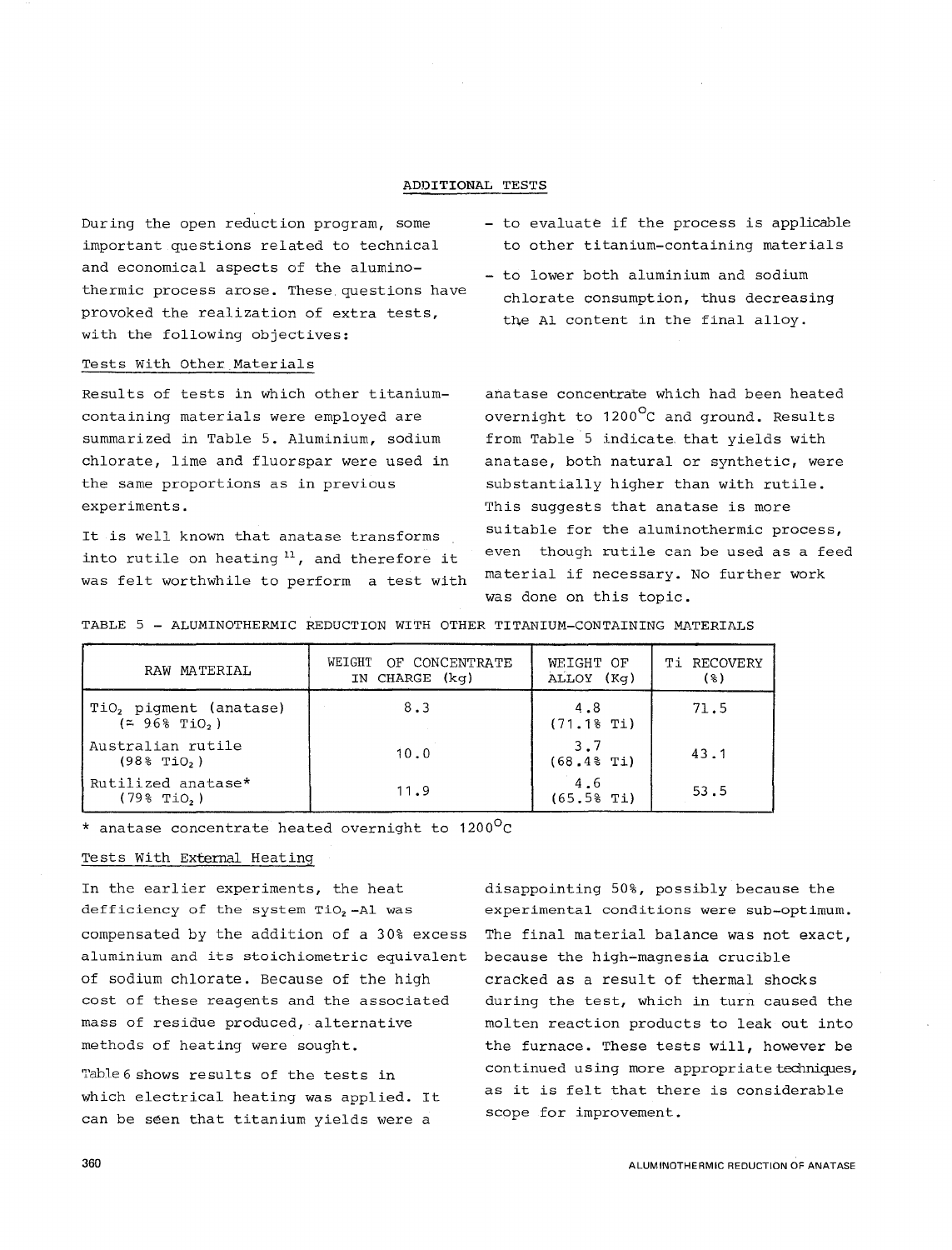## ADDITIONAL TESTS

During the open reduction program, some important questions related to technical and economical aspects of the alumino-thermic process arose. These questions have provoked the realization of extra tests, with the following objectives:

- to evaluate if the process is applicable to other titanium-containing materials
- to lower both aluminium and sodium chlorate consumption, thus decreasing the Al content in the final alloy.

### Tests With Other Materials

Results of tests in which other titanium-containing materials were employed are summarized in Table 5. Aluminium, sodium chlorate, lime and fluorspar were used in the same proportions as in previous experiments.

It is well known that anatase transforms into rutile on heating [11], and therefore it was felt worthwhile to perform a test with anatase concentrate which had been heated overnight to 1200°C and ground. Results from Table 5 indicate that yields with anatase, both natural or synthetic, were substantially higher than with rutile. This suggests that anatase is more suitable for the aluminothermic process, even though rutile can be used as a feed material if necessary. No further work was done on this topic.

TABLE 5 – ALUMINOTHERMIC REDUCTION WITH OTHER TITANIUM-CONTAINING MATERIALS

| RAW MATERIAL | WEIGHT OF CONCENTRATE IN CHARGE (kg) | WEIGHT OF ALLOY (Kg) | Ti RECOVERY (%) |
|---|---|---|---|
| $TiO_2$ pigment (anatase) (≃ 96% $TiO_2$) | 8.3 | 4.8 (71.1% Ti) | 71.5 |
| Australian rutile (98% $TiO_2$) | 10.0 | 3.7 (68.4% Ti) | 43.1 |
| Rutilized anatase* (79% $TiO_2$) | 11.9 | 4.6 (65.5% Ti) | 53.5 |

* anatase concentrate heated overnight to 1200°C

### Tests With External Heating

In the earlier experiments, the heat defficiency of the system $TiO_2$-Al was compensated by the addition of a 30% excess aluminium and its stoichiometric equivalent of sodium chlorate. Because of the high cost of these reagents and the associated mass of residue produced, alternative methods of heating were sought.

Table 6 shows results of the tests in which electrical heating was applied. It can be seen that titanium yields were a disappointing 50%, possibly because the experimental conditions were sub-optimum. The final material balance was not exact, because the high-magnesia crucible cracked as a result of thermal shocks during the test, which in turn caused the molten reaction products to leak out into the furnace. These tests will, however be continued using more appropriate techniques, as it is felt that there is considerable scope for improvement.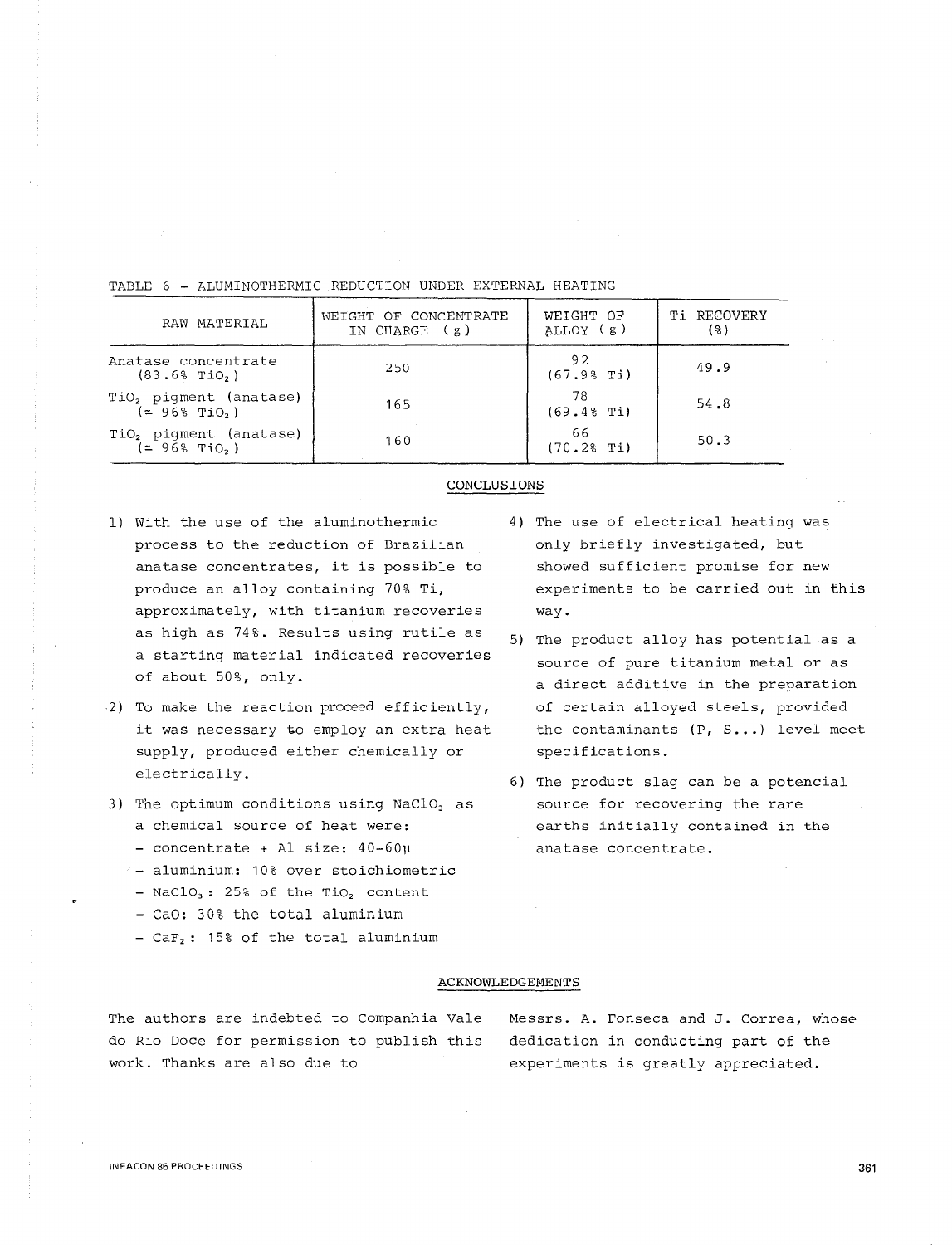TABLE 6 - ALUMINOTHERMIC REDUCTION UNDER EXTERNAL HEATING

| RAW MATERIAL | WEIGHT OF CONCENTRATE IN CHARGE (g) | WEIGHT OF ALLOY (g) | Ti RECOVERY (%) |
|---|---|---|---|
| Anatase concentrate (83.6% $TiO_2$) | 250 | 92 (67.9% Ti) | 49.9 |
| $TiO_2$ pigment (anatase) (≃ 96% $TiO_2$) | 165 | 78 (69.4% Ti) | 54.8 |
| $TiO_2$ pigment (anatase) (≃ 96% $TiO_2$) | 160 | 66 (70.2% Ti) | 50.3 |

## CONCLUSIONS

1) With the use of the aluminothermic process to the reduction of Brazilian anatase concentrates, it is possible to produce an alloy containing 70% Ti, approximately, with titanium recoveries as high as 74%. Results using rutile as a starting material indicated recoveries of about 50%, only.

2) To make the reaction proceed efficiently, it was necessary to employ an extra heat supply, produced either chemically or electrically.

3) The optimum conditions using $NaClO_3$ as a chemical source of heat were:
   - concentrate + Al size: 40-60μ
   - aluminium: 10% over stoichiometric
   - $NaClO_3$: 25% of the $TiO_2$ content
   - CaO: 30% the total aluminium
   - $CaF_2$: 15% of the total aluminium

4) The use of electrical heating was only briefly investigated, but showed sufficient promise for new experiments to be carried out in this way.

5) The product alloy has potential as a source of pure titanium metal or as a direct additive in the preparation of certain alloyed steels, provided the contaminants (P, S...) level meet specifications.

6) The product slag can be a potencial source for recovering the rare earths initially contained in the anatase concentrate.

## ACKNOWLEDGEMENTS

The authors are indebted to Companhia Vale do Rio Doce for permission to publish this work. Thanks are also due to Messrs. A. Fonseca and J. Correa, whose dedication in conducting part of the experiments is greatly appreciated.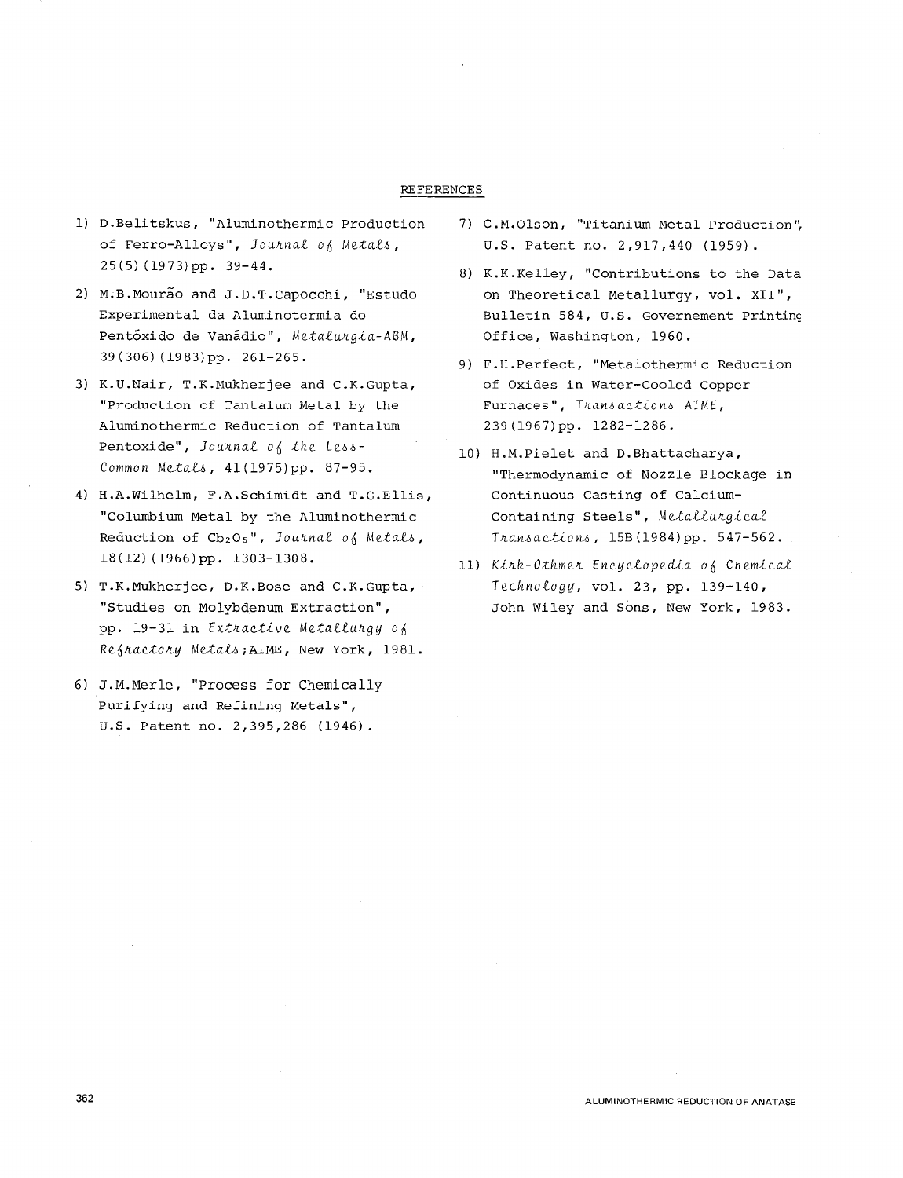## REFERENCES

1) D.Belitskus, "Aluminothermic Production of Ferro-Alloys", *Journal of Metals*, 25(5)(1973)pp. 39-44.

2) M.B.Mourão and J.D.T.Capocchi, "Estudo Experimental da Aluminotermia do Pentóxido de Vanádio", *Metalurgia-ABM*, 39(306)(1983)pp. 261-265.

3) K.U.Nair, T.K.Mukherjee and C.K.Gupta, "Production of Tantalum Metal by the Aluminothermic Reduction of Tantalum Pentoxide", *Journal of the Less-Common Metals*, 41(1975)pp. 87-95.

4) H.A.Wilhelm, F.A.Schimidt and T.G.Ellis, "Columbium Metal by the Aluminothermic Reduction of $Cb_2O_5$", *Journal of Metals*, 18(12)(1966)pp. 1303-1308.

5) T.K.Mukherjee, D.K.Bose and C.K.Gupta, "Studies on Molybdenum Extraction", pp. 19-31 in *Extractive Metallurgy of Refractory Metals*; AIME, New York, 1981.

6) J.M.Merle, "Process for Chemically Purifying and Refining Metals", U.S. Patent no. 2,395,286 (1946).

7) C.M.Olson, "Titanium Metal Production", U.S. Patent no. 2,917,440 (1959).

8) K.K.Kelley, "Contributions to the Data on Theoretical Metallurgy, vol. XII", Bulletin 584, U.S. Governement Printing Office, Washington, 1960.

9) F.H.Perfect, "Metalothermic Reduction of Oxides in Water-Cooled Copper Furnaces", *Transactions AIME*, 239(1967)pp. 1282-1286.

10) H.M.Pielet and D.Bhattacharya, "Thermodynamic of Nozzle Blockage in Continuous Casting of Calcium-Containing Steels", *Metallurgical Transactions*, 15B(1984)pp. 547-562.

11) *Kirk-Othmer Encyclopedia of Chemical Technology*, vol. 23, pp. 139-140, John Wiley and Sons, New York, 1983.